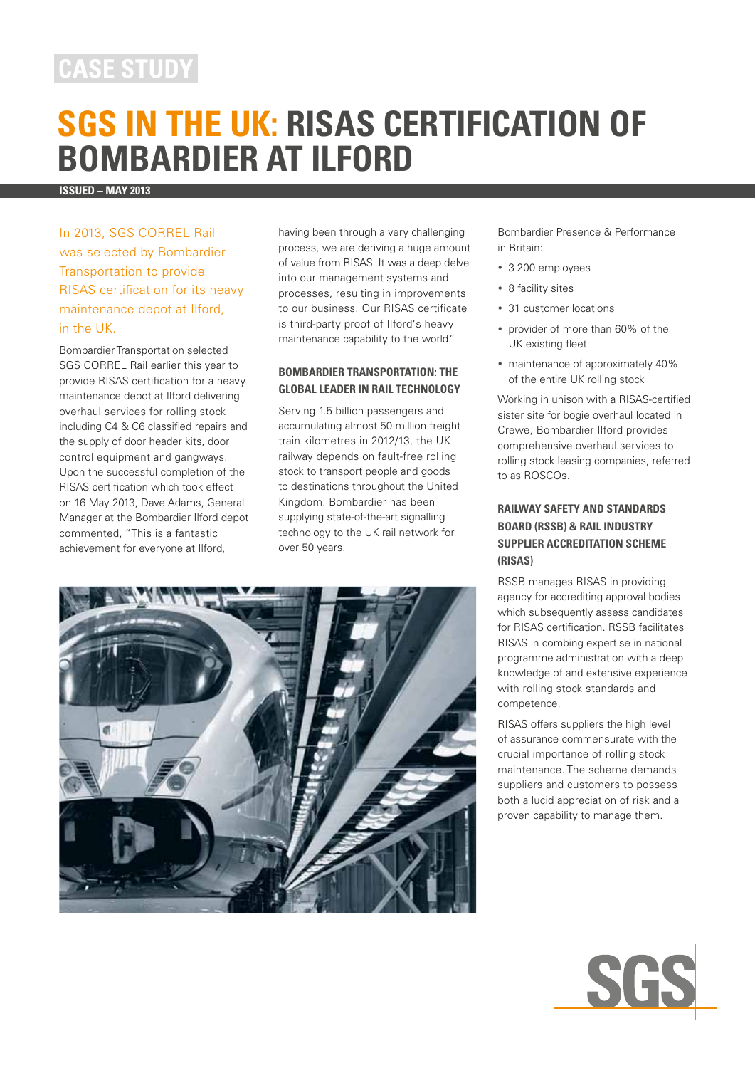CASE STUDY

# SGS IN THE UK: RISAS CERTIFICATION OF BOMBARDIER AT ILFORD

**ISSUED – MAY 2013**

In 2013, SGS CORREL Rail was selected by Bombardier Transportation to provide RISAS certification for its heavy maintenance depot at Ilford, in the UK.

Bombardier Transportation selected SGS CORREL Rail earlier this year to provide RISAS certification for a heavy maintenance depot at Ilford delivering overhaul services for rolling stock including C4 & C6 classified repairs and the supply of door header kits, door control equipment and gangways. Upon the successful completion of the RISAS certification which took effect on 16 May 2013, Dave Adams, General Manager at the Bombardier Ilford depot commented, "This is a fantastic achievement for everyone at Ilford, having been through a very challenging process, we are deriving a huge amount of value from RISAS. It was a deep delve into our management systems and processes, resulting in improvements to our business. Our RISAS certificate is third-party proof of Ilford's heavy maintenance capability to the world."

## BOMBARDIER TRANSPORTATION: THE GLOBAL LEADER IN RAIL TECHNOLOGY

Serving 1.5 billion passengers and accumulating almost 50 million freight train kilometres in 2012/13, the UK railway depends on fault-free rolling stock to transport people and goods to destinations throughout the United Kingdom. Bombardier has been supplying state-of-the-art signalling technology to the UK rail network for over 50 years.

Bombardier Presence & Performance in Britain:

- 3 200 employees
- 8 facility sites
- 31 customer locations
- provider of more than 60% of the UK existing fleet
- maintenance of approximately 40% of the entire UK rolling stock

Working in unison with a RISAS-certified sister site for bogie overhaul located in Crewe, Bombardier Ilford provides comprehensive overhaul services to rolling stock leasing companies, referred to as ROSCOs.

## RAILWAY SAFETY AND STANDARDS BOARD (RSSB) & RAIL INDUSTRY SUPPLIER ACCREDITATION SCHEME (RISAS)

RSSB manages RISAS in providing agency for accrediting approval bodies which subsequently assess candidates for RISAS certification. RSSB facilitates RISAS in combing expertise in national programme administration with a deep knowledge of and extensive experience with rolling stock standards and competence.

RISAS offers suppliers the high level of assurance commensurate with the crucial importance of rolling stock maintenance. The scheme demands suppliers and customers to possess both a lucid appreciation of risk and a proven capability to manage them.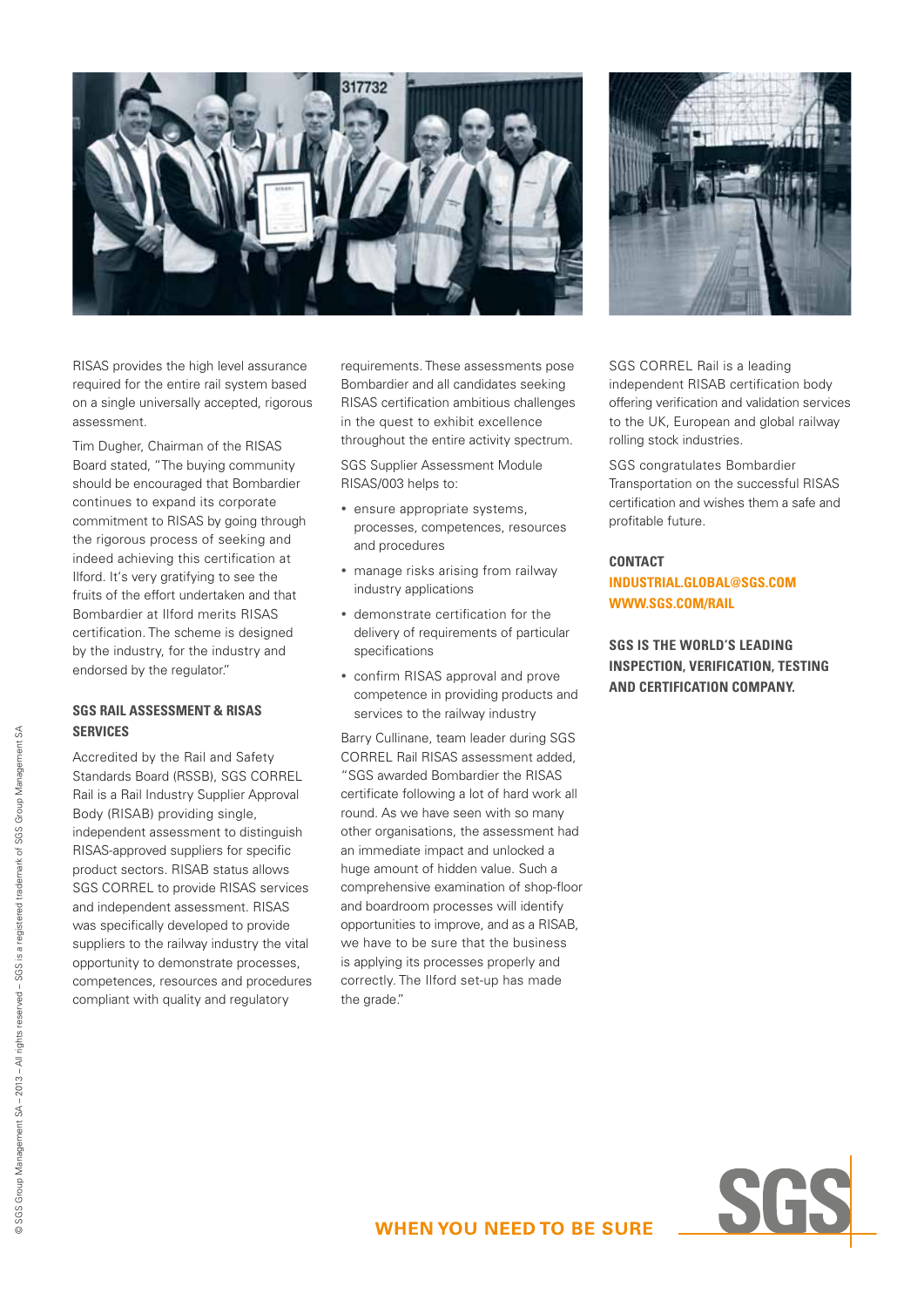RISAS provides the high level assurance required for the entire rail system based on a single universally accepted, rigorous assessment.

Tim Dugher, Chairman of the RISAS Board stated, "The buying community should be encouraged that Bombardier continues to expand its corporate commitment to RISAS by going through the rigorous process of seeking and indeed achieving this certification at Ilford. It's very gratifying to see the fruits of the effort undertaken and that Bombardier at Ilford merits RISAS certification. The scheme is designed by the industry, for the industry and endorsed by the regulator."

## SGS RAIL ASSESSMENT & RISAS SERVICES

Accredited by the Rail and Safety Standards Board (RSSB), SGS CORREL Rail is a Rail Industry Supplier Approval Body (RISAB) providing single, independent assessment to distinguish RISAS-approved suppliers for specific product sectors. RISAB status allows SGS CORREL to provide RISAS services and independent assessment. RISAS was specifically developed to provide suppliers to the railway industry the vital opportunity to demonstrate processes, competences, resources and procedures compliant with quality and regulatory requirements. These assessments pose Bombardier and all candidates seeking RISAS certification ambitious challenges in the quest to exhibit excellence throughout the entire activity spectrum.

SGS Supplier Assessment Module RISAS/003 helps to:

- ensure appropriate systems, processes, competences, resources and procedures
- manage risks arising from railway industry applications
- demonstrate certification for the delivery of requirements of particular specifications
- confirm RISAS approval and prove competence in providing products and services to the railway industry

Barry Cullinane, team leader during SGS CORREL Rail RISAS assessment added, "SGS awarded Bombardier the RISAS certificate following a lot of hard work all round. As we have seen with so many other organisations, the assessment had an immediate impact and unlocked a huge amount of hidden value. Such a comprehensive examination of shop-floor and boardroom processes will identify opportunities to improve, and as a RISAB, we have to be sure that the business is applying its processes properly and correctly. The Ilford set-up has made the grade."

SGS CORREL Rail is a leading independent RISAB certification body offering verification and validation services to the UK, European and global railway rolling stock industries.

SGS congratulates Bombardier Transportation on the successful RISAS certification and wishes them a safe and profitable future.

## CONTACT

**INDUSTRIAL.GLOBAL@SGS.COM**
**WWW.SGS.COM/RAIL**

**SGS IS THE WORLD'S LEADING INSPECTION, VERIFICATION, TESTING AND CERTIFICATION COMPANY.**

**WHEN YOU NEED TO BE SURE**

© SGS Group Management SA – 2013 – All rights reserved – SGS is a registered trademark of SGS Group Management SA